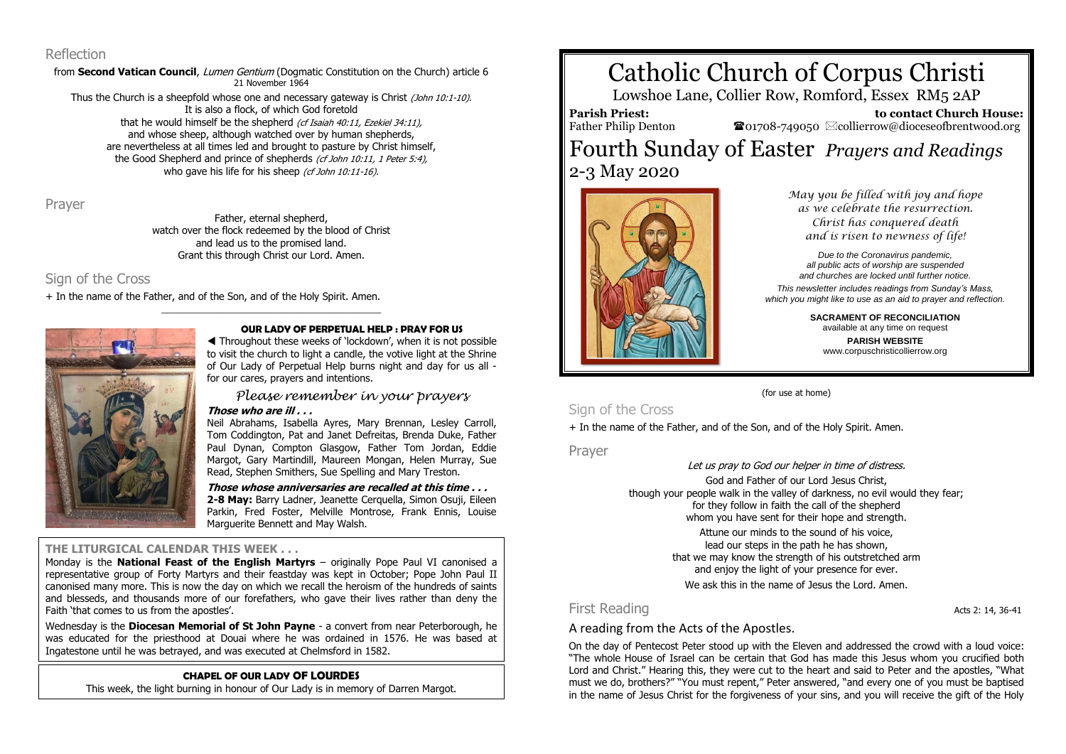## Reflection

from **Second Vatican Council**, *Lumen Gentium* (Dogmatic Constitution on the Church) article 6
21 November 1964

Thus the Church is a sheepfold whose one and necessary gateway is Christ *(John 10:1-10).*
It is also a flock, of which God foretold
that he would himself be the shepherd *(cf Isaiah 40:11, Ezekiel 34:11),*
and whose sheep, although watched over by human shepherds,
are nevertheless at all times led and brought to pasture by Christ himself,
the Good Shepherd and prince of shepherds *(cf John 10:11, 1 Peter 5:4),*
who gave his life for his sheep *(cf John 10:11-16).*

## Prayer

Father, eternal shepherd,
watch over the flock redeemed by the blood of Christ
and lead us to the promised land.
Grant this through Christ our Lord. Amen.

## Sign of the Cross

+ In the name of the Father, and of the Son, and of the Holy Spirit. Amen.

---

**OUR LADY OF PERPETUAL HELP : PRAY FOR US**

◀ Throughout these weeks of 'lockdown', when it is not possible to visit the church to light a candle, the votive light at the Shrine of Our Lady of Perpetual Help burns night and day for us all - for our cares, prayers and intentions.

*Please remember in your prayers*

***Those who are ill . . .***

Neil Abrahams, Isabella Ayres, Mary Brennan, Lesley Carroll, Tom Coddington, Pat and Janet Defreitas, Brenda Duke, Father Paul Dynan, Compton Glasgow, Father Tom Jordan, Eddie Margot, Gary Martindill, Maureen Mongan, Helen Murray, Sue Read, Stephen Smithers, Sue Spelling and Mary Treston.

***Those whose anniversaries are recalled at this time . . .***

**2-8 May:** Barry Ladner, Jeanette Cerquella, Simon Osuji, Eileen Parkin, Fred Foster, Melville Montrose, Frank Ennis, Louise Marguerite Bennett and May Walsh.

**THE LITURGICAL CALENDAR THIS WEEK . . .**

Monday is the **National Feast of the English Martyrs** – originally Pope Paul VI canonised a representative group of Forty Martyrs and their feastday was kept in October; Pope John Paul II canonised many more. This is now the day on which we recall the heroism of the hundreds of saints and blesseds, and thousands more of our forefathers, who gave their lives rather than deny the Faith 'that comes to us from the apostles'.

Wednesday is the **Diocesan Memorial of St John Payne** - a convert from near Peterborough, he was educated for the priesthood at Douai where he was ordained in 1576. He was based at Ingatestone until he was betrayed, and was executed at Chelmsford in 1582.

**CHAPEL OF OUR LADY OF LOURDES**

This week, the light burning in honour of Our Lady is in memory of Darren Margot.

# Catholic Church of Corpus Christi

Lowshoe Lane, Collier Row, Romford, Essex RM5 2AP

**Parish Priest:** Father Philip Denton
**to contact Church House:** ☎01708-749050 ✉collierrow@dioceseofbrentwood.org

# Fourth Sunday of Easter *Prayers and Readings*

2-3 May 2020

*May you be filled with joy and hope
as we celebrate the resurrection.
Christ has conquered death
and is risen to newness of life!*

*Due to the Coronavirus pandemic,
all public acts of worship are suspended
and churches are locked until further notice.*

*This newsletter includes readings from Sunday's Mass,
which you might like to use as an aid to prayer and reflection.*

**SACRAMENT OF RECONCILIATION**
available at any time on request

**PARISH WEBSITE**
www.corpuschristicollierrow.org

(for use at home)

## Sign of the Cross

+ In the name of the Father, and of the Son, and of the Holy Spirit. Amen.

## Prayer

*Let us pray to God our helper in time of distress.*

God and Father of our Lord Jesus Christ,
though your people walk in the valley of darkness, no evil would they fear;
for they follow in faith the call of the shepherd
whom you have sent for their hope and strength.
Attune our minds to the sound of his voice,
lead our steps in the path he has shown,
that we may know the strength of his outstretched arm
and enjoy the light of your presence for ever.
We ask this in the name of Jesus the Lord. Amen.

## First Reading

Acts 2: 14, 36-41

### A reading from the Acts of the Apostles.

On the day of Pentecost Peter stood up with the Eleven and addressed the crowd with a loud voice: "The whole House of Israel can be certain that God has made this Jesus whom you crucified both Lord and Christ." Hearing this, they were cut to the heart and said to Peter and the apostles, "What must we do, brothers?" "You must repent," Peter answered, "and every one of you must be baptised in the name of Jesus Christ for the forgiveness of your sins, and you will receive the gift of the Holy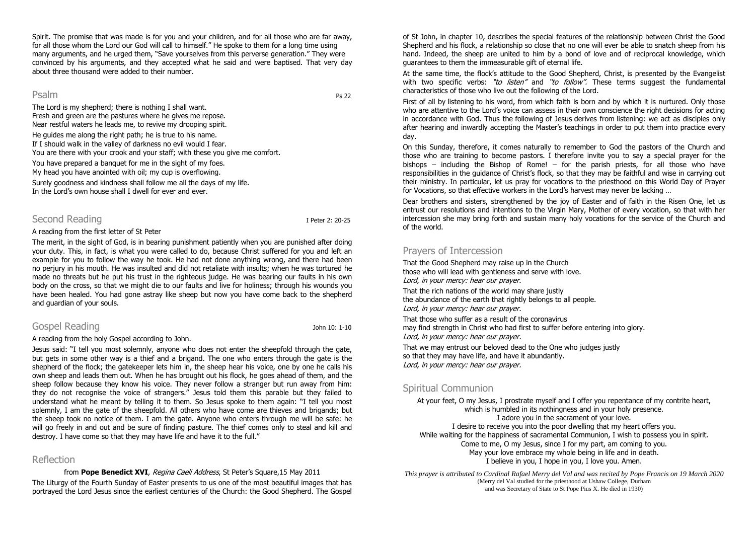Spirit. The promise that was made is for you and your children, and for all those who are far away, for all those whom the Lord our God will call to himself." He spoke to them for a long time using many arguments, and he urged them, "Save yourselves from this perverse generation." They were convinced by his arguments, and they accepted what he said and were baptised. That very day about three thousand were added to their number.

## Psalm

Ps 22

The Lord is my shepherd; there is nothing I shall want.
Fresh and green are the pastures where he gives me repose.
Near restful waters he leads me, to revive my drooping spirit.

He guides me along the right path; he is true to his name.
If I should walk in the valley of darkness no evil would I fear.
You are there with your crook and your staff; with these you give me comfort.

You have prepared a banquet for me in the sight of my foes.
My head you have anointed with oil; my cup is overflowing.

Surely goodness and kindness shall follow me all the days of my life.
In the Lord's own house shall I dwell for ever and ever.

## Second Reading

I Peter 2: 20-25

A reading from the first letter of St Peter

The merit, in the sight of God, is in bearing punishment patiently when you are punished after doing your duty. This, in fact, is what you were called to do, because Christ suffered for you and left an example for you to follow the way he took. He had not done anything wrong, and there had been no perjury in his mouth. He was insulted and did not retaliate with insults; when he was tortured he made no threats but he put his trust in the righteous judge. He was bearing our faults in his own body on the cross, so that we might die to our faults and live for holiness; through his wounds you have been healed. You had gone astray like sheep but now you have come back to the shepherd and guardian of your souls.

## Gospel Reading

John 10: 1-10

A reading from the holy Gospel according to John.

Jesus said: "I tell you most solemnly, anyone who does not enter the sheepfold through the gate, but gets in some other way is a thief and a brigand. The one who enters through the gate is the shepherd of the flock; the gatekeeper lets him in, the sheep hear his voice, one by one he calls his own sheep and leads them out. When he has brought out his flock, he goes ahead of them, and the sheep follow because they know his voice. They never follow a stranger but run away from him: they do not recognise the voice of strangers." Jesus told them this parable but they failed to understand what he meant by telling it to them. So Jesus spoke to them again: "I tell you most solemnly, I am the gate of the sheepfold. All others who have come are thieves and brigands; but the sheep took no notice of them. I am the gate. Anyone who enters through me will be safe: he will go freely in and out and be sure of finding pasture. The thief comes only to steal and kill and destroy. I have come so that they may have life and have it to the full."

## Reflection

from **Pope Benedict XVI**, *Regina Caeli Address*, St Peter's Square,15 May 2011

The Liturgy of the Fourth Sunday of Easter presents to us one of the most beautiful images that has portrayed the Lord Jesus since the earliest centuries of the Church: the Good Shepherd. The Gospel of St John, in chapter 10, describes the special features of the relationship between Christ the Good Shepherd and his flock, a relationship so close that no one will ever be able to snatch sheep from his hand. Indeed, the sheep are united to him by a bond of love and of reciprocal knowledge, which guarantees to them the immeasurable gift of eternal life.

At the same time, the flock's attitude to the Good Shepherd, Christ, is presented by the Evangelist with two specific verbs: *"to listen"* and *"to follow"*. These terms suggest the fundamental characteristics of those who live out the following of the Lord.

First of all by listening to his word, from which faith is born and by which it is nurtured. Only those who are attentive to the Lord's voice can assess in their own conscience the right decisions for acting in accordance with God. Thus the following of Jesus derives from listening: we act as disciples only after hearing and inwardly accepting the Master's teachings in order to put them into practice every day.

On this Sunday, therefore, it comes naturally to remember to God the pastors of the Church and those who are training to become pastors. I therefore invite you to say a special prayer for the bishops – including the Bishop of Rome! – for the parish priests, for all those who have responsibilities in the guidance of Christ's flock, so that they may be faithful and wise in carrying out their ministry. In particular, let us pray for vocations to the priesthood on this World Day of Prayer for Vocations, so that effective workers in the Lord's harvest may never be lacking …

Dear brothers and sisters, strengthened by the joy of Easter and of faith in the Risen One, let us entrust our resolutions and intentions to the Virgin Mary, Mother of every vocation, so that with her intercession she may bring forth and sustain many holy vocations for the service of the Church and of the world.

## Prayers of Intercession

That the Good Shepherd may raise up in the Church
those who will lead with gentleness and serve with love.
*Lord, in your mercy: hear our prayer.*

That the rich nations of the world may share justly
the abundance of the earth that rightly belongs to all people.
*Lord, in your mercy: hear our prayer.*

That those who suffer as a result of the coronavirus
may find strength in Christ who had first to suffer before entering into glory.
*Lord, in your mercy: hear our prayer.*

That we may entrust our beloved dead to the One who judges justly
so that they may have life, and have it abundantly.
*Lord, in your mercy: hear our prayer.*

## Spiritual Communion

At your feet, O my Jesus, I prostrate myself and I offer you repentance of my contrite heart,
which is humbled in its nothingness and in your holy presence.
I adore you in the sacrament of your love.
I desire to receive you into the poor dwelling that my heart offers you.
While waiting for the happiness of sacramental Communion, I wish to possess you in spirit.
Come to me, O my Jesus, since I for my part, am coming to you.
May your love embrace my whole being in life and in death.
I believe in you, I hope in you, I love you. Amen.

*This prayer is attributed to Cardinal Rafael Merry del Val and was recited by Pope Francis on 19 March 2020*
(Merry del Val studied for the priesthood at Ushaw College, Durham
and was Secretary of State to St Pope Pius X. He died in 1930)